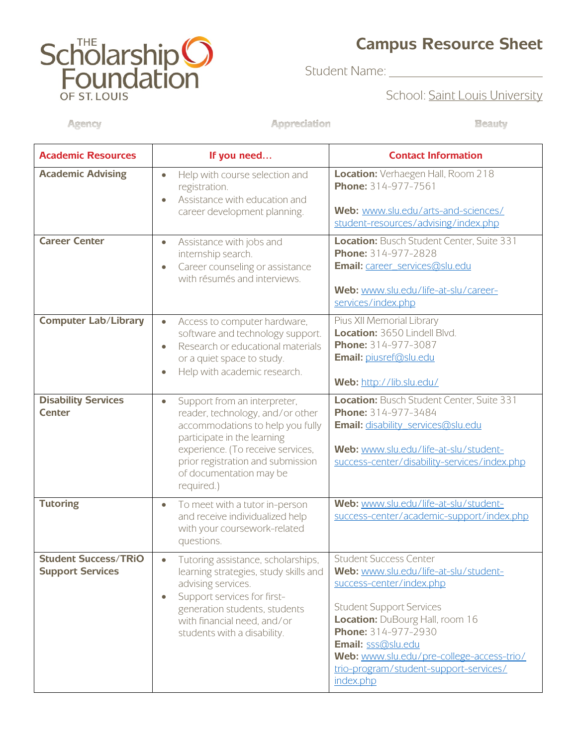THE Scholarship Foundation OF ST. LOUIS

# Campus Resource Sheet

Student Name: ____________________

School: Saint Louis University

Agency | Appreciation | Beauty

| Academic Resources | If you need… | Contact Information |
|---|---|---|
| **Academic Advising** | • Help with course selection and registration.<br>• Assistance with education and career development planning. | **Location:** Verhaegen Hall, Room 218<br>**Phone:** 314-977-7561<br><br>**Web:** www.slu.edu/arts-and-sciences/student-resources/advising/index.php |
| **Career Center** | • Assistance with jobs and internship search.<br>• Career counseling or assistance with résumés and interviews. | **Location:** Busch Student Center, Suite 331<br>**Phone:** 314-977-2828<br>**Email:** career_services@slu.edu<br><br>**Web:** www.slu.edu/life-at-slu/career-services/index.php |
| **Computer Lab/Library** | • Access to computer hardware, software and technology support.<br>• Research or educational materials or a quiet space to study.<br>• Help with academic research. | Pius XII Memorial Library<br>**Location:** 3650 Lindell Blvd.<br>**Phone:** 314-977-3087<br>**Email:** piusref@slu.edu<br><br>**Web:** http://lib.slu.edu/ |
| **Disability Services Center** | • Support from an interpreter, reader, technology, and/or other accommodations to help you fully participate in the learning experience. (To receive services, prior registration and submission of documentation may be required.) | **Location:** Busch Student Center, Suite 331<br>**Phone:** 314-977-3484<br>**Email:** disability_services@slu.edu<br><br>**Web:** www.slu.edu/life-at-slu/student-success-center/disability-services/index.php |
| **Tutoring** | • To meet with a tutor in-person and receive individualized help with your coursework-related questions. | **Web:** www.slu.edu/life-at-slu/student-success-center/academic-support/index.php |
| **Student Success/TRiO Support Services** | • Tutoring assistance, scholarships, learning strategies, study skills and advising services.<br>• Support services for first-generation students, students with financial need, and/or students with a disability. | Student Success Center<br>**Web:** www.slu.edu/life-at-slu/student-success-center/index.php<br><br>Student Support Services<br>**Location:** DuBourg Hall, room 16<br>**Phone:** 314-977-2930<br>**Email:** sss@slu.edu<br>**Web:** www.slu.edu/pre-college-access-trio/trio-program/student-support-services/index.php |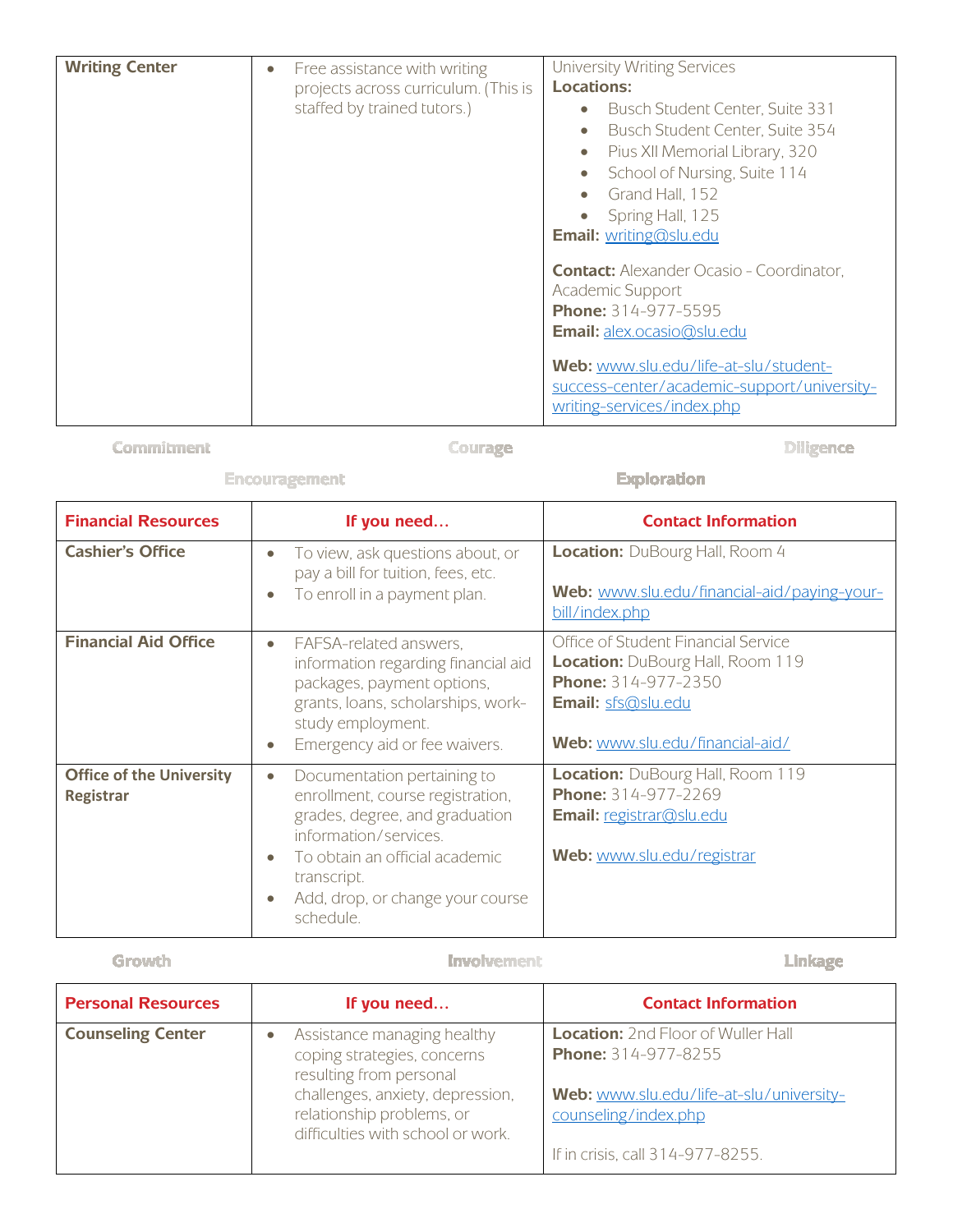| | | |
|---|---|---|
| **Writing Center** | • Free assistance with writing projects across curriculum. (This is staffed by trained tutors.) | University Writing Services<br>**Locations:**<br>• Busch Student Center, Suite 331<br>• Busch Student Center, Suite 354<br>• Pius XII Memorial Library, 320<br>• School of Nursing, Suite 114<br>• Grand Hall, 152<br>• Spring Hall, 125<br>**Email:** writing@slu.edu<br><br>**Contact:** Alexander Ocasio - Coordinator, Academic Support<br>**Phone:** 314-977-5595<br>**Email:** alex.ocasio@slu.edu<br><br>**Web:** www.slu.edu/life-at-slu/student-success-center/academic-support/university-writing-services/index.php |

Commitment Courage Diligence

Encouragement Exploration

| Financial Resources | If you need… | Contact Information |
|---|---|---|
| **Cashier's Office** | • To view, ask questions about, or pay a bill for tuition, fees, etc.<br>• To enroll in a payment plan. | **Location:** DuBourg Hall, Room 4<br><br>**Web:** www.slu.edu/financial-aid/paying-your-bill/index.php |
| **Financial Aid Office** | • FAFSA-related answers, information regarding financial aid packages, payment options, grants, loans, scholarships, work-study employment.<br>• Emergency aid or fee waivers. | Office of Student Financial Service<br>**Location:** DuBourg Hall, Room 119<br>**Phone:** 314-977-2350<br>**Email:** sfs@slu.edu<br><br>**Web:** www.slu.edu/financial-aid/ |
| **Office of the University Registrar** | • Documentation pertaining to enrollment, course registration, grades, degree, and graduation information/services.<br>• To obtain an official academic transcript.<br>• Add, drop, or change your course schedule. | **Location:** DuBourg Hall, Room 119<br>**Phone:** 314-977-2269<br>**Email:** registrar@slu.edu<br><br>**Web:** www.slu.edu/registrar |

Growth Involvement Linkage

| Personal Resources | If you need… | Contact Information |
|---|---|---|
| **Counseling Center** | • Assistance managing healthy coping strategies, concerns resulting from personal challenges, anxiety, depression, relationship problems, or difficulties with school or work. | **Location:** 2nd Floor of Wuller Hall<br>**Phone:** 314-977-8255<br><br>**Web:** www.slu.edu/life-at-slu/university-counseling/index.php<br><br>If in crisis, call 314-977-8255. |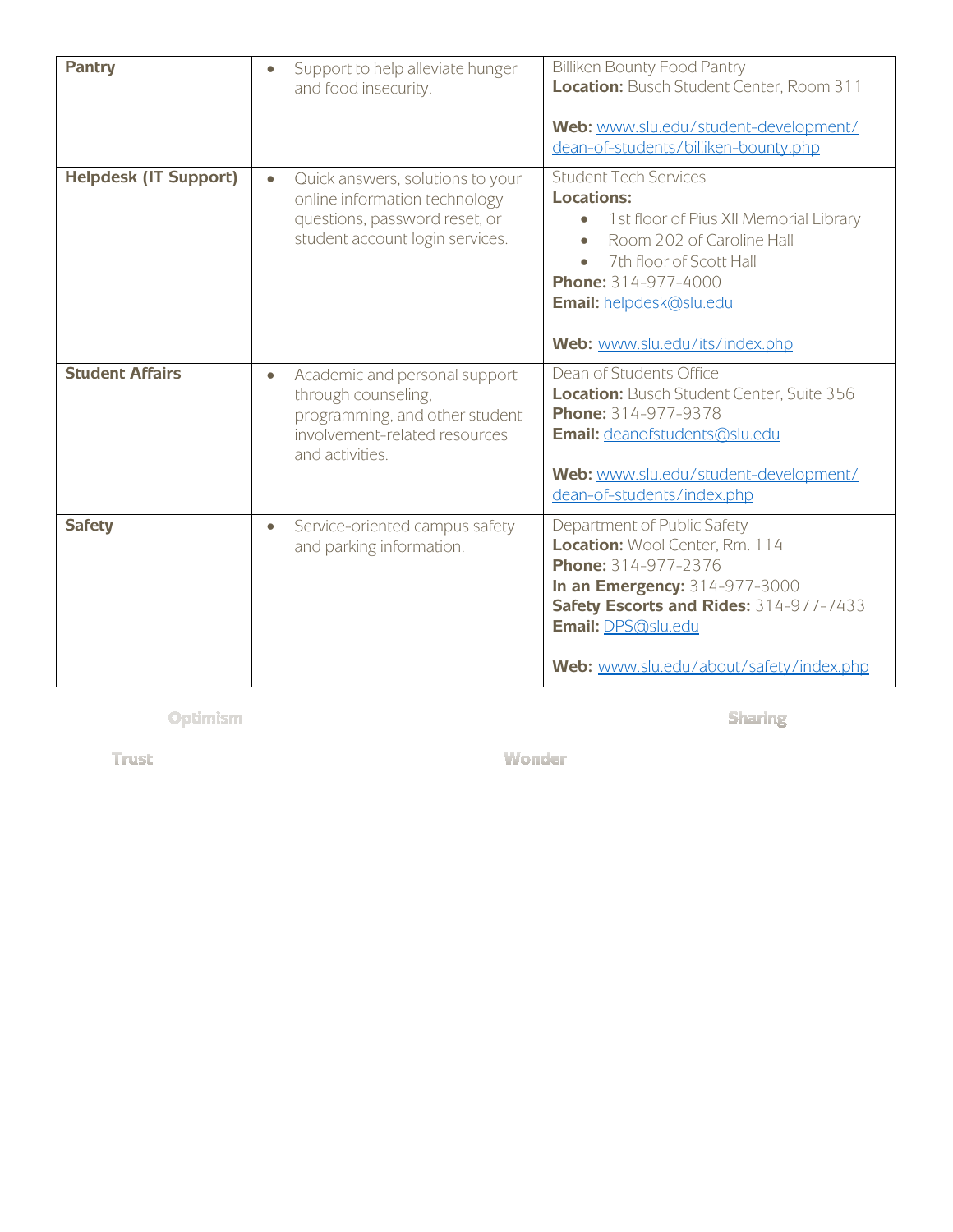| | | |
|---|---|---|
| **Pantry** | • Support to help alleviate hunger and food insecurity. | Billiken Bounty Food Pantry<br>**Location:** Busch Student Center, Room 311<br><br>**Web:** [www.slu.edu/student-development/dean-of-students/billiken-bounty.php](www.slu.edu/student-development/dean-of-students/billiken-bounty.php) |
| **Helpdesk (IT Support)** | • Quick answers, solutions to your online information technology questions, password reset, or student account login services. | Student Tech Services<br>**Locations:**<br>• 1st floor of Pius XII Memorial Library<br>• Room 202 of Caroline Hall<br>• 7th floor of Scott Hall<br>**Phone:** 314-977-4000<br>**Email:** [helpdesk@slu.edu](mailto:helpdesk@slu.edu)<br><br>**Web:** [www.slu.edu/its/index.php](www.slu.edu/its/index.php) |
| **Student Affairs** | • Academic and personal support through counseling, programming, and other student involvement-related resources and activities. | Dean of Students Office<br>**Location:** Busch Student Center, Suite 356<br>**Phone:** 314-977-9378<br>**Email:** [deanofstudents@slu.edu](mailto:deanofstudents@slu.edu)<br><br>**Web:** [www.slu.edu/student-development/dean-of-students/index.php](www.slu.edu/student-development/dean-of-students/index.php) |
| **Safety** | • Service-oriented campus safety and parking information. | Department of Public Safety<br>**Location:** Wool Center, Rm. 114<br>**Phone:** 314-977-2376<br>**In an Emergency:** 314-977-3000<br>**Safety Escorts and Rides:** 314-977-7433<br>**Email:** [DPS@slu.edu](mailto:DPS@slu.edu)<br><br>**Web:** [www.slu.edu/about/safety/index.php](www.slu.edu/about/safety/index.php) |

Optimism

Sharing

Trust

Wonder